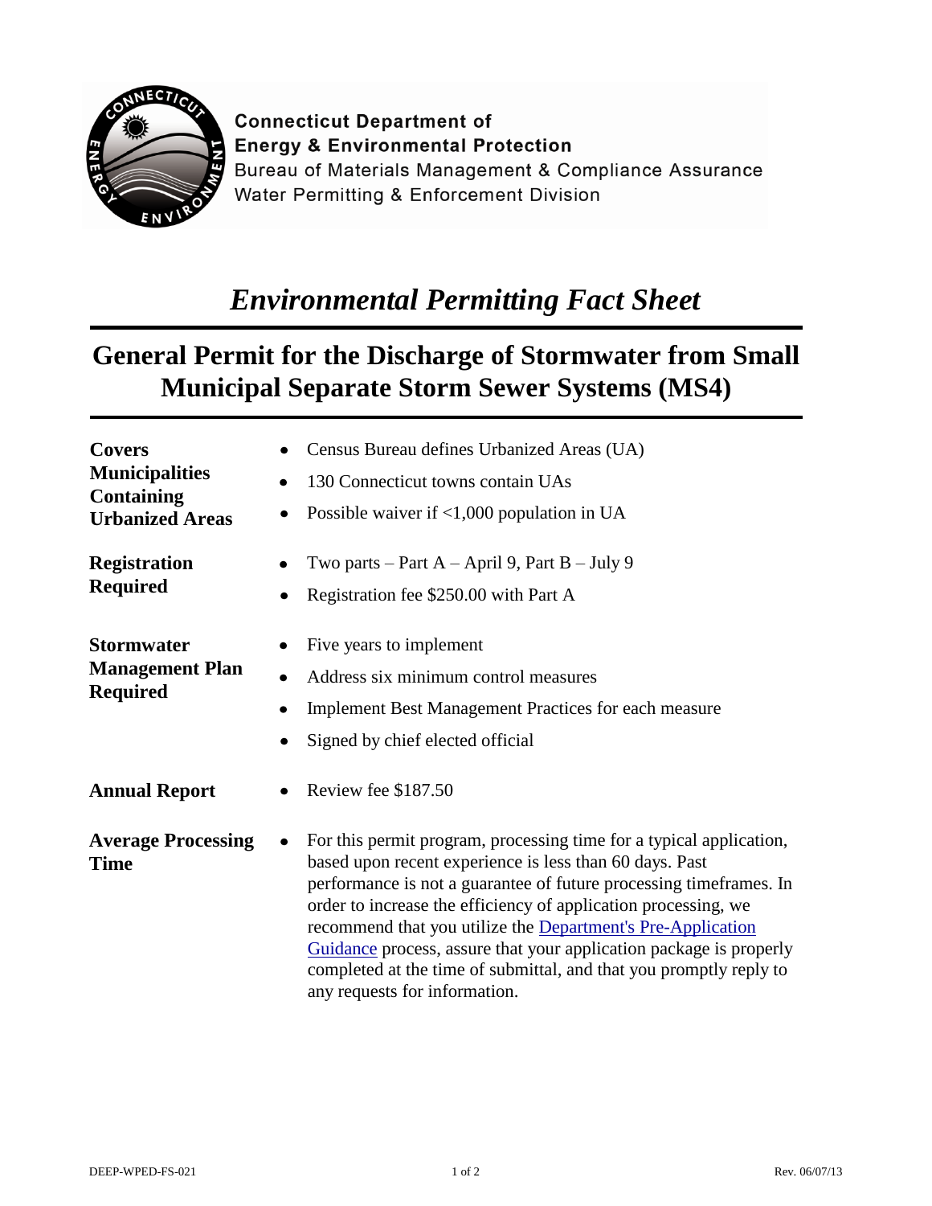**Connecticut Department of Energy & Environmental Protection**
Bureau of Materials Management & Compliance Assurance
Water Permitting & Enforcement Division

# *Environmental Permitting Fact Sheet*

## General Permit for the Discharge of Stormwater from Small Municipal Separate Storm Sewer Systems (MS4)

**Covers Municipalities Containing Urbanized Areas**

- Census Bureau defines Urbanized Areas (UA)
- 130 Connecticut towns contain UAs
- Possible waiver if <1,000 population in UA

**Registration Required**

- Two parts – Part A – April 9, Part B – July 9
- Registration fee $250.00 with Part A

**Stormwater Management Plan Required**

- Five years to implement
- Address six minimum control measures
- Implement Best Management Practices for each measure
- Signed by chief elected official

**Annual Report**

- Review fee $187.50

**Average Processing Time**

- For this permit program, processing time for a typical application, based upon recent experience is less than 60 days. Past performance is not a guarantee of future processing timeframes. In order to increase the efficiency of application processing, we recommend that you utilize the Department's Pre-Application Guidance process, assure that your application package is properly completed at the time of submittal, and that you promptly reply to any requests for information.

DEEP-WPED-FS-021 Rev. 06/07/13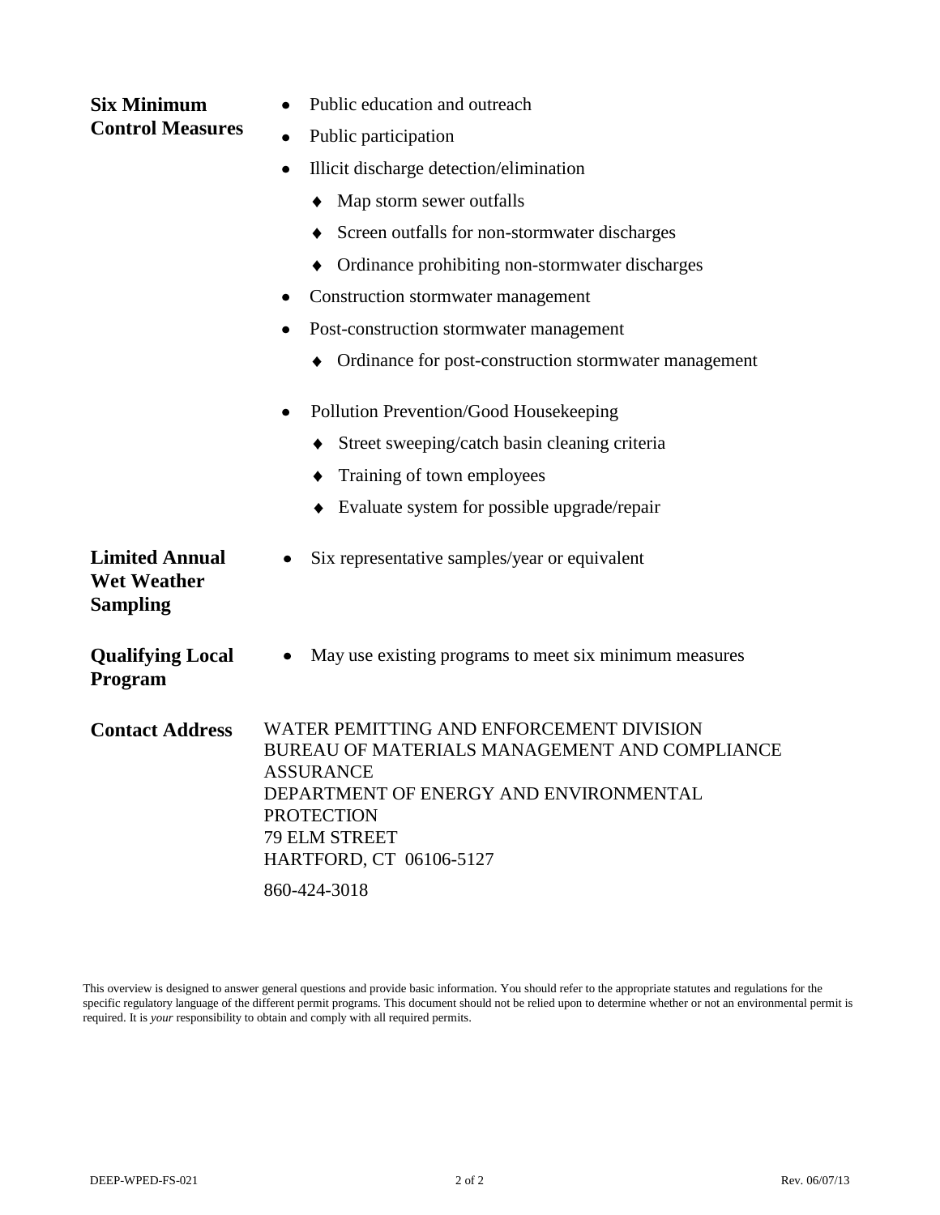**Six Minimum Control Measures**

- Public education and outreach
- Public participation
- Illicit discharge detection/elimination
  - Map storm sewer outfalls
  - Screen outfalls for non-stormwater discharges
  - Ordinance prohibiting non-stormwater discharges
- Construction stormwater management
- Post-construction stormwater management
  - Ordinance for post-construction stormwater management
- Pollution Prevention/Good Housekeeping
  - Street sweeping/catch basin cleaning criteria
  - Training of town employees
  - Evaluate system for possible upgrade/repair

**Limited Annual Wet Weather Sampling**

- Six representative samples/year or equivalent

**Qualifying Local Program**

- May use existing programs to meet six minimum measures

**Contact Address**

WATER PEMITTING AND ENFORCEMENT DIVISION
BUREAU OF MATERIALS MANAGEMENT AND COMPLIANCE ASSURANCE
DEPARTMENT OF ENERGY AND ENVIRONMENTAL PROTECTION
79 ELM STREET
HARTFORD, CT 06106-5127

860-424-3018

This overview is designed to answer general questions and provide basic information. You should refer to the appropriate statutes and regulations for the specific regulatory language of the different permit programs. This document should not be relied upon to determine whether or not an environmental permit is required. It is *your* responsibility to obtain and comply with all required permits.

DEEP-WPED-FS-021 Rev. 06/07/13